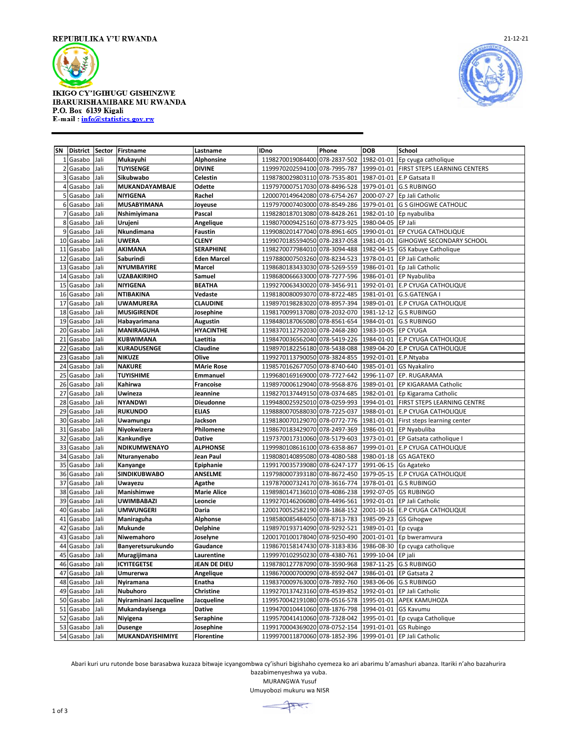REPUBULIKA Y'U RWANDA

21-12-21

IKIGO CY'IGIHUGU GISHINZWE
IBARURISHAMIBARE MU RWANDA
P.O. Box 6139 Kigali
E-mail : info@statistics.gov.rw

| SN | District | Sector | Firstname | Lastname | IDno | Phone | DOB | School |
|---|---|---|---|---|---|---|---|---|
| 1 | Gasabo | Jali | Mukayuhi | Alphonsine | 1198270019084400 | 078-2837-502 | 1982-01-01 | Ep cyuga catholique |
| 2 | Gasabo | Jali | TUYISENGE | DIVINE | 1199970202594100 | 078-7995-787 | 1999-01-01 | FIRST STEPS LEARNING CENTERS |
| 3 | Gasabo | Jali | Sikubwabo | Celestin | 1198780029803110 | 078-7535-801 | 1987-01-01 | E.P Gatsata II |
| 4 | Gasabo | Jali | MUKANDAYAMBAJE | Odette | 1197970007517030 | 078-8496-528 | 1979-01-01 | G.S RUBINGO |
| 5 | Gasabo | Jali | NIYIGENA | Rachel | 1200070149642080 | 078-6754-267 | 2000-07-27 | Ep Jali Catholic |
| 6 | Gasabo | Jali | MUSABYIMANA | Joyeuse | 1197970007403000 | 078-8549-286 | 1979-01-01 | G S GIHOGWE CATHOLIC |
| 7 | Gasabo | Jali | Nshimiyimana | Pascal | 1198280187013080 | 078-8428-261 | 1982-01-10 | Ep nyabuliba |
| 8 | Gasabo | Jali | Urujeni | Angelique | 1198070009425160 | 078-8773-925 | 1980-04-05 | EP Jali |
| 9 | Gasabo | Jali | Nkundimana | Faustin | 1199080201477040 | 078-8961-605 | 1990-01-01 | EP CYUGA CATHOLIQUE |
| 10 | Gasabo | Jali | UWERA | CLENY | 1199070185594050 | 078-2837-058 | 1981-01-01 | GIHOGWE SECONDARY SCHOOL |
| 11 | Gasabo | Jali | AKIMANA | SERAPHINE | 1198270077984010 | 078-3094-488 | 1982-04-15 | GS Kabuye Catholique |
| 12 | Gasabo | Jali | Saburindi | Eden Marcel | 1197880007503260 | 078-8234-523 | 1978-01-01 | EP Jali Catholic |
| 13 | Gasabo | Jali | NYUMBAYIRE | Marcel | 1198680183433030 | 078-5269-559 | 1986-01-01 | Ep Jali Catholic |
| 14 | Gasabo | Jali | UZABAKIRIHO | Samuel | 1198680066633000 | 078-7277-596 | 1986-01-01 | EP Nyabuliba |
| 15 | Gasabo | Jali | NIYIGENA | BEATHA | 1199270063430020 | 078-3456-911 | 1992-01-01 | E.P CYUGA CATHOLIQUE |
| 16 | Gasabo | Jali | NTIBAKINA | Vedaste | 1198180080093070 | 078-8722-485 | 1981-01-01 | G.S.GATENGA I |
| 17 | Gasabo | Jali | UWAMURERA | CLAUDINE | 1198970198283020 | 078-8957-394 | 1989-01-01 | E.P CYUGA CATHOLIQUE |
| 18 | Gasabo | Jali | MUSIGIRENDE | Josephine | 1198170099137080 | 078-2032-070 | 1981-12-12 | G.S RUBINGO |
| 19 | Gasabo | Jali | Habayarimana | Augustin | 1198480187065080 | 078-8561-654 | 1984-01-01 | G.S RUBINGO |
| 20 | Gasabo | Jali | MANIRAGUHA | HYACINTHE | 1198370112792030 | 078-2468-280 | 1983-10-05 | EP CYUGA |
| 21 | Gasabo | Jali | KUBWIMANA | Laetitia | 1198470036562040 | 078-5419-226 | 1984-01-01 | E.P CYUGA CATHOLIQUE |
| 22 | Gasabo | Jali | KURADUSENGE | Claudine | 1198970182256180 | 078-5438-088 | 1989-04-20 | E.P CYUGA CATHOLIQUE |
| 23 | Gasabo | Jali | NIKUZE | Olive | 1199270113790050 | 078-3824-855 | 1992-01-01 | E.P.Ntyaba |
| 24 | Gasabo | Jali | NAKURE | MArie Rose | 1198570162677050 | 078-8740-640 | 1985-01-01 | GS Nyakaliro |
| 25 | Gasabo | Jali | TUYISHIME | Emmanuel | 1199680169169000 | 078-7727-642 | 1996-11-07 | EP. RUGARAMA |
| 26 | Gasabo | Jali | Kahirwa | Francoise | 1198970006129040 | 078-9568-876 | 1989-01-01 | EP KIGARAMA Catholic |
| 27 | Gasabo | Jali | Uwineza | Jeannine | 1198270137449150 | 078-0374-685 | 1982-01-01 | Ep Kigarama Catholic |
| 28 | Gasabo | Jali | NYANDWI | Dieudonne | 1199480025925010 | 078-0259-993 | 1994-01-01 | FIRST STEPS LEARNING CENTRE |
| 29 | Gasabo | Jali | RUKUNDO | ELIAS | 1198880070588030 | 078-7225-037 | 1988-01-01 | E.P CYUGA CATHOLIQUE |
| 30 | Gasabo | Jali | Uwamungu | Jackson | 1198180070129070 | 078-0772-776 | 1981-01-01 | First steps learning center |
| 31 | Gasabo | Jali | Niyokwizera | Philomene | 1198670183429070 | 078-2497-369 | 1986-01-01 | EP Nyabuliba |
| 32 | Gasabo | Jali | Kankundiye | Dative | 1197370017310060 | 078-5179-603 | 1973-01-01 | EP Gatsata catholique I |
| 33 | Gasabo | Jali | NDIKUMWENAYO | ALPHONSE | 1199980108616100 | 078-6358-867 | 1999-01-01 | E.P CYUGA CATHOLIQUE |
| 34 | Gasabo | Jali | Nturanyenabo | Jean Paul | 1198080140895080 | 078-4080-588 | 1980-01-18 | GS AGATEKO |
| 35 | Gasabo | Jali | Kanyange | Epiphanie | 1199170035739080 | 078-6247-177 | 1991-06-15 | Gs Agateko |
| 36 | Gasabo | Jali | SINDIKUBWABO | ANSELME | 1197980007393180 | 078-8672-450 | 1979-05-15 | E.P CYUGA CATHOLIQUE |
| 37 | Gasabo | Jali | Uwayezu | Agathe | 1197870007324170 | 078-3616-774 | 1978-01-01 | G.S RUBINGO |
| 38 | Gasabo | Jali | Manishimwe | Marie Alice | 1198980147136010 | 078-4086-238 | 1992-07-05 | GS RUBINGO |
| 39 | Gasabo | Jali | UWIMBABAZI | Leoncie | 1199270146206080 | 078-4496-561 | 1992-01-01 | EP Jali Catholic |
| 40 | Gasabo | Jali | UMWUNGERI | Daria | 1200170052582190 | 078-1868-152 | 2001-10-16 | E.P CYUGA CATHOLIQUE |
| 41 | Gasabo | Jali | Maniraguha | Alphonse | 1198580085484050 | 078-8713-783 | 1985-09-23 | GS Gihogwe |
| 42 | Gasabo | Jali | Mukunde | Delphine | 1198970193714090 | 078-9292-521 | 1989-01-01 | Ep cyuga |
| 43 | Gasabo | Jali | Niwemahoro | Joselyne | 1200170100178040 | 078-9250-490 | 2001-01-01 | Ep bweramvura |
| 44 | Gasabo | Jali | Banyeretsurukundo | Gaudance | 1198670158147430 | 078-3183-836 | 1986-08-30 | Ep cyuga catholique |
| 45 | Gasabo | Jali | Muragijimana | Laurentine | 1199970102950230 | 078-4380-761 | 1999-10-04 | EP jali |
| 46 | Gasabo | Jali | ICYITEGETSE | JEAN DE DIEU | 1198780127780790 | 078-3590-968 | 1987-11-25 | G.S RUBINGO |
| 47 | Gasabo | Jali | Umurerwa | Angelique | 1198670000700090 | 078-8592-047 | 1986-01-01 | EP Gatsata 2 |
| 48 | Gasabo | Jali | Nyiramana | Enatha | 1198370009763000 | 078-7892-760 | 1983-06-06 | G.S RUBINGO |
| 49 | Gasabo | Jali | Nubuhoro | Christine | 1199270137423160 | 078-4539-852 | 1992-01-01 | EP Jali Catholic |
| 50 | Gasabo | Jali | Nyiraminani Jacqueline | Jacqueline | 1199570042191080 | 078-0516-578 | 1995-01-01 | APEK KAMUHOZA |
| 51 | Gasabo | Jali | Mukandayisenga | Dative | 1199470010441060 | 078-1876-798 | 1994-01-01 | GS Kavumu |
| 52 | Gasabo | Jali | Niyigena | Seraphine | 1199570041410060 | 078-7328-042 | 1995-01-01 | Ep cyuga Catholique |
| 53 | Gasabo | Jali | Dusenge | Josephine | 1199170004369020 | 078-0752-154 | 1991-01-01 | GS Rubingo |
| 54 | Gasabo | Jali | MUKANDAYISHIMIYE | Florentine | 1199970011870060 | 078-1852-396 | 1999-01-01 | EP Jali Catholic |

Abari kuri uru rutonde bose barasabwa kuzaza bitwaje icyangombwa cy'ishuri bigishaho cyemeza ko ari abarimu b'amashuri abanza. Itariki n'aho bazahurira bazabimenyeshwa ya vuba.

MURANGWA Yusuf

Umuyobozi mukuru wa NISR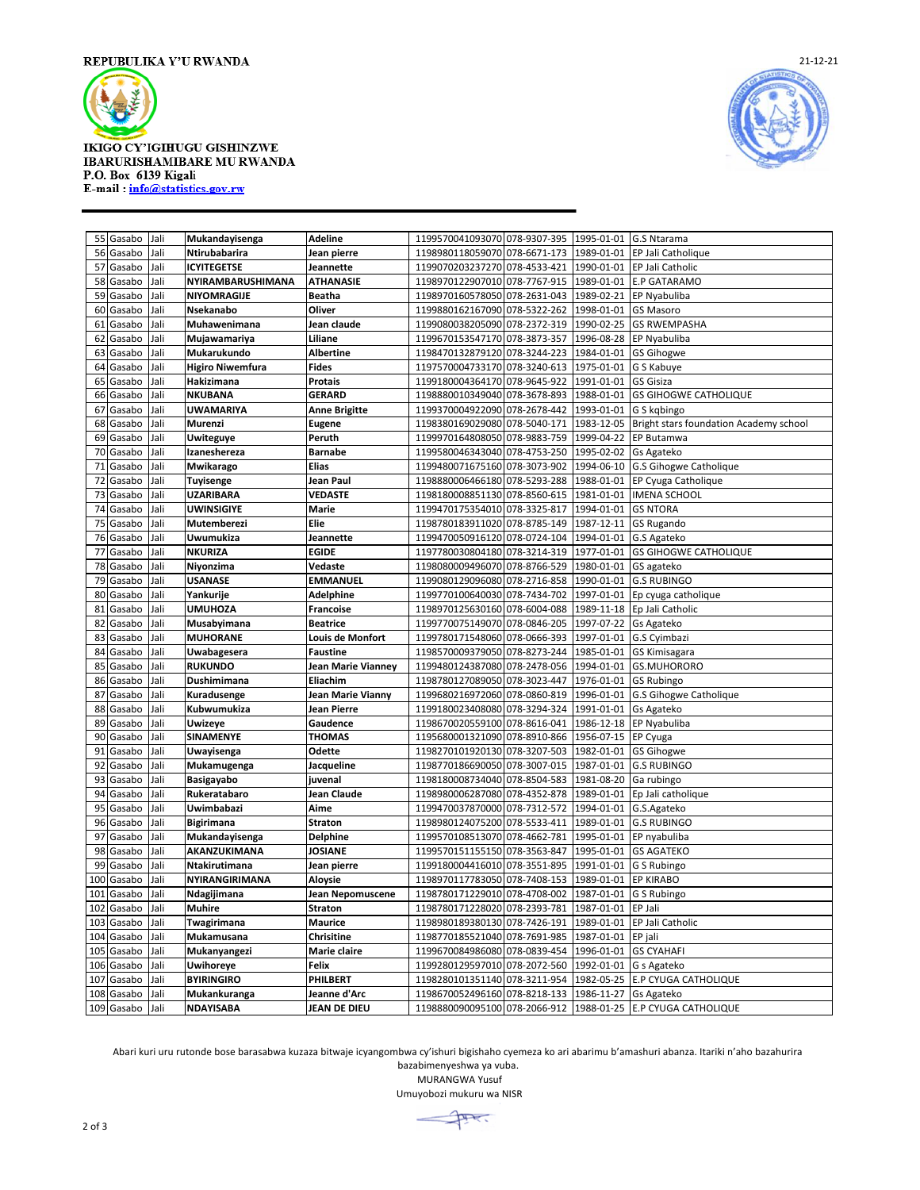REPUBULIKA Y'U RWANDA

21-12-21

IKIGO CY'IGIHUGU GISHINZWE
IBARURISHAMIBARE MU RWANDA
P.O. Box 6139 Kigali
E-mail : info@statistics.gov.rw

| | | | | | | | | |
|---|---|---|---|---|---|---|---|---|
| 55 | Gasabo | Jali | **Mukandayisenga** | **Adeline** | 1199570041093070 | 078-9307-395 | 1995-01-01 | G.S Ntarama |
| 56 | Gasabo | Jali | **Ntirubabarira** | **Jean pierre** | 1198980118059070 | 078-6671-173 | 1989-01-01 | EP Jali Catholique |
| 57 | Gasabo | Jali | **ICYITEGETSE** | **Jeannette** | 1199070203237270 | 078-4533-421 | 1990-01-01 | EP Jali Catholic |
| 58 | Gasabo | Jali | **NYIRAMBARUSHIMANA** | **ATHANASIE** | 1198970122907010 | 078-7767-915 | 1989-01-01 | E.P GATARAMO |
| 59 | Gasabo | Jali | **NIYOMRAGIJE** | **Beatha** | 1198970160578050 | 078-2631-043 | 1989-02-21 | EP Nyabuliba |
| 60 | Gasabo | Jali | **Nsekanabo** | **Oliver** | 1199880162167090 | 078-5322-262 | 1998-01-01 | GS Masoro |
| 61 | Gasabo | Jali | **Muhawenimana** | **Jean claude** | 1199080038205090 | 078-2372-319 | 1990-02-25 | GS RWEMPASHA |
| 62 | Gasabo | Jali | **Mujawamariya** | **Liliane** | 1199670153547170 | 078-3873-357 | 1996-08-28 | EP Nyabuliba |
| 63 | Gasabo | Jali | **Mukarukundo** | **Albertine** | 1198470132879120 | 078-3244-223 | 1984-01-01 | GS Gihogwe |
| 64 | Gasabo | Jali | **Higiro Niwemfura** | **Fides** | 1197570004733170 | 078-3240-613 | 1975-01-01 | G S Kabuye |
| 65 | Gasabo | Jali | **Hakizimana** | **Protais** | 1199180004364170 | 078-9645-922 | 1991-01-01 | GS Gisiza |
| 66 | Gasabo | Jali | **NKUBANA** | **GERARD** | 1198880010349040 | 078-3678-893 | 1988-01-01 | GS GIHOGWE CATHOLIQUE |
| 67 | Gasabo | Jali | **UWAMARIYA** | **Anne Brigitte** | 1199370004922090 | 078-2678-442 | 1993-01-01 | G S kqbingo |
| 68 | Gasabo | Jali | **Murenzi** | **Eugene** | 1198380169029080 | 078-5040-171 | 1983-12-05 | Bright stars foundation Academy school |
| 69 | Gasabo | Jali | **Uwiteguye** | **Peruth** | 1199970164808050 | 078-9883-759 | 1999-04-22 | EP Butamwa |
| 70 | Gasabo | Jali | **Izanesthereza** | **Barnabe** | 1199580046343040 | 078-4753-250 | 1995-02-02 | Gs Agateko |
| 71 | Gasabo | Jali | **Mwikarago** | **Elias** | 1199480071675160 | 078-3073-902 | 1994-06-10 | G.S Gihogwe Catholique |
| 72 | Gasabo | Jali | **Tuyisenge** | **Jean Paul** | 1198880006466180 | 078-5293-288 | 1988-01-01 | EP Cyuga Catholique |
| 73 | Gasabo | Jali | **UZARIBARA** | **VEDASTE** | 1198180008851130 | 078-8560-615 | 1981-01-01 | IMENA SCHOOL |
| 74 | Gasabo | Jali | **UWINSIGIYE** | **Marie** | 1199470175354010 | 078-3325-817 | 1994-01-01 | GS NTORA |
| 75 | Gasabo | Jali | **Mutemberezi** | **Elie** | 1198780183911020 | 078-8785-149 | 1987-12-11 | GS Rugando |
| 76 | Gasabo | Jali | **Uwumukiza** | **Jeannette** | 1199470050916120 | 078-0724-104 | 1994-01-01 | G.S Agateko |
| 77 | Gasabo | Jali | **NKURIZA** | **EGIDE** | 1197780030804180 | 078-3214-319 | 1977-01-01 | GS GIHOGWE CATHOLIQUE |
| 78 | Gasabo | Jali | **Niyonzima** | **Vedaste** | 1198080009496070 | 078-8766-529 | 1980-01-01 | GS agateko |
| 79 | Gasabo | Jali | **USANASE** | **EMMANUEL** | 1199080129096080 | 078-2716-858 | 1990-01-01 | G.S RUBINGO |
| 80 | Gasabo | Jali | **Yankurije** | **Adelphine** | 1199770100640030 | 078-7434-702 | 1997-01-01 | Ep cyuga catholique |
| 81 | Gasabo | Jali | **UMUHOZA** | **Francoise** | 1198970125630160 | 078-6004-088 | 1989-11-18 | Ep Jali Catholic |
| 82 | Gasabo | Jali | **Musabyimana** | **Beatrice** | 1199770075149070 | 078-0846-205 | 1997-07-22 | Gs Agateko |
| 83 | Gasabo | Jali | **MUHORANE** | **Louis de Monfort** | 1199780171548060 | 078-0666-393 | 1997-01-01 | G.S Cyimbazi |
| 84 | Gasabo | Jali | **Uwabagesera** | **Faustine** | 1198570009379050 | 078-8273-244 | 1985-01-01 | GS Kimisagara |
| 85 | Gasabo | Jali | **RUKUNDO** | **Jean Marie Vianney** | 1199480124387080 | 078-2478-056 | 1994-01-01 | GS.MUHORORO |
| 86 | Gasabo | Jali | **Dushimimana** | **Eliachim** | 1198780127089050 | 078-3023-447 | 1976-01-01 | GS Rubingo |
| 87 | Gasabo | Jali | **Kuradusenge** | **Jean Marie Vianny** | 1199680216972060 | 078-0860-819 | 1996-01-01 | G.S Gihogwe Catholique |
| 88 | Gasabo | Jali | **Kubwumukiza** | **Jean Pierre** | 1199180023408080 | 078-3294-324 | 1991-01-01 | Gs Agateko |
| 89 | Gasabo | Jali | **Uwizeye** | **Gaudence** | 1198670020559100 | 078-8616-041 | 1986-12-18 | EP Nyabuliba |
| 90 | Gasabo | Jali | **SINAMENYE** | **THOMAS** | 1195680001321090 | 078-8910-866 | 1956-07-15 | EP Cyuga |
| 91 | Gasabo | Jali | **Uwayisenga** | **Odette** | 1198270101920130 | 078-3207-503 | 1982-01-01 | GS Gihogwe |
| 92 | Gasabo | Jali | **Mukamugenga** | **Jacqueline** | 1198770186690050 | 078-3007-015 | 1987-01-01 | G.S RUBINGO |
| 93 | Gasabo | Jali | **Basigayabo** | **juvenal** | 1198180008734040 | 078-8504-583 | 1981-08-20 | Ga rubingo |
| 94 | Gasabo | Jali | **Rukeratabaro** | **Jean Claude** | 1198980006287080 | 078-4352-878 | 1989-01-01 | Ep Jali catholique |
| 95 | Gasabo | Jali | **Uwimbabazi** | **Aime** | 1199470037870000 | 078-7312-572 | 1994-01-01 | G.S.Agateko |
| 96 | Gasabo | Jali | **Bigirimana** | **Straton** | 1198980124075200 | 078-5533-411 | 1989-01-01 | G.S RUBINGO |
| 97 | Gasabo | Jali | **Mukandayisenga** | **Delphine** | 1199570108513070 | 078-4662-781 | 1995-01-01 | EP nyabuliba |
| 98 | Gasabo | Jali | **AKANZUKIMANA** | **JOSIANE** | 1199570151155150 | 078-3563-847 | 1995-01-01 | GS AGATEKO |
| 99 | Gasabo | Jali | **Ntakirutimana** | **Jean pierre** | 1199180004416010 | 078-3551-895 | 1991-01-01 | G S Rubingo |
| 100 | Gasabo | Jali | **NYIRANGIRIMANA** | **Aloysie** | 1198970117783050 | 078-7408-153 | 1989-01-01 | EP KIRABO |
| 101 | Gasabo | Jali | **Ndagijimana** | **Jean Nepomuscene** | 1198780171229010 | 078-4708-002 | 1987-01-01 | G S Rubingo |
| 102 | Gasabo | Jali | **Muhire** | **Straton** | 1198780171228020 | 078-2393-781 | 1987-01-01 | EP Jali |
| 103 | Gasabo | Jali | **Twagirimana** | **Maurice** | 1198980189380130 | 078-7426-191 | 1989-01-01 | EP Jali Catholic |
| 104 | Gasabo | Jali | **Mukamusana** | **Chrisitine** | 1198770185521040 | 078-7691-985 | 1987-01-01 | EP jali |
| 105 | Gasabo | Jali | **Mukanyangezi** | **Marie claire** | 1199670084986080 | 078-0839-454 | 1996-01-01 | GS CYAHAFI |
| 106 | Gasabo | Jali | **Uwihoreye** | **Felix** | 1199280129597010 | 078-2072-560 | 1992-01-01 | G s Agateko |
| 107 | Gasabo | Jali | **BYIRINGIRO** | **PHILBERT** | 1198280101351140 | 078-3211-954 | 1982-05-25 | E.P CYUGA CATHOLIQUE |
| 108 | Gasabo | Jali | **Mukankuranga** | **Jeanne d'Arc** | 1198670052496160 | 078-8218-133 | 1986-11-27 | Gs Agateko |
| 109 | Gasabo | Jali | **NDAYISABA** | **JEAN DE DIEU** | 1198880090095100 | 078-2066-912 | 1988-01-25 | E.P CYUGA CATHOLIQUE |

Abari kuri uru rutonde bose barasabwa kuzaza bitwaje icyangombwa cy'ishuri bigishaho cyemeza ko ari abarimu b'amashuri abanza. Itariki n'aho bazahurira bazabimenyeshwa ya vuba.

MURANGWA Yusuf

Umuyobozi mukuru wa NISR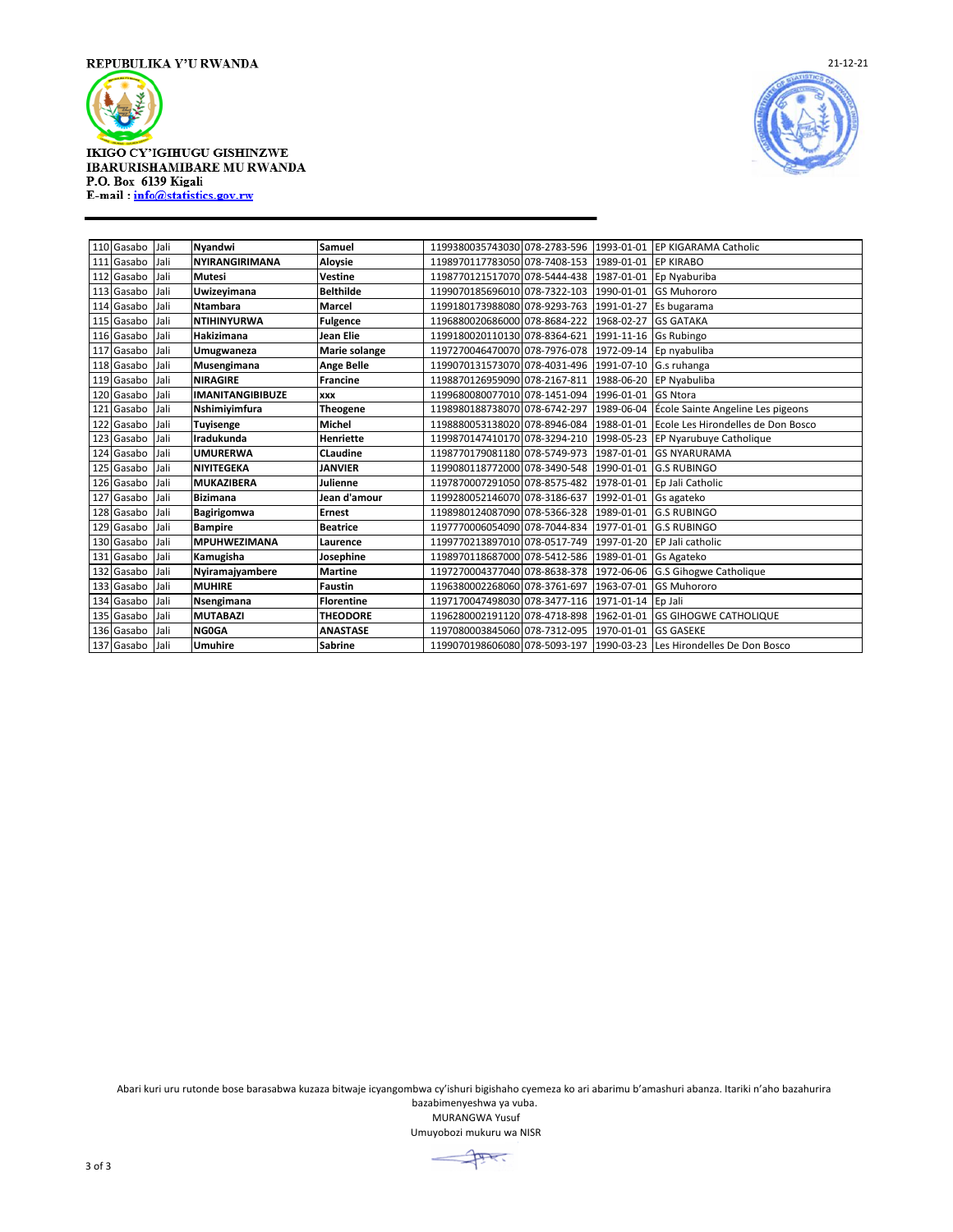REPUBULIKA Y'U RWANDA

21-12-21

IKIGO CY'IGIHUGU GISHINZWE IBARURISHAMIBARE MU RWANDA
P.O. Box 6139 Kigali
E-mail : info@statistics.gov.rw

| | | | | | | | | |
|---|---|---|---|---|---|---|---|---|
| 110 | Gasabo | Jali | **Nyandwi** | **Samuel** | 1199380035743030 | 078-2783-596 | 1993-01-01 | EP KIGARAMA Catholic |
| 111 | Gasabo | Jali | **NYIRANGIRIMANA** | **Aloysie** | 1198970117783050 | 078-7408-153 | 1989-01-01 | EP KIRABO |
| 112 | Gasabo | Jali | **Mutesi** | **Vestine** | 1198770121517070 | 078-5444-438 | 1987-01-01 | Ep Nyaburiba |
| 113 | Gasabo | Jali | **Uwizeyimana** | **Belthilde** | 1199070185696010 | 078-7322-103 | 1990-01-01 | GS Muhororo |
| 114 | Gasabo | Jali | **Ntambara** | **Marcel** | 1199180173988080 | 078-9293-763 | 1991-01-27 | Es bugarama |
| 115 | Gasabo | Jali | **NTIHINYURWA** | **Fulgence** | 1196880020686000 | 078-8684-222 | 1968-02-27 | GS GATAKA |
| 116 | Gasabo | Jali | **Hakizimana** | **Jean Elie** | 1199180020110130 | 078-8364-621 | 1991-11-16 | Gs Rubingo |
| 117 | Gasabo | Jali | **Umugwaneza** | **Marie solange** | 1197270046470070 | 078-7976-078 | 1972-09-14 | Ep nyabuliba |
| 118 | Gasabo | Jali | **Musengimana** | **Ange Belle** | 1199070131573070 | 078-4031-496 | 1991-07-10 | G.s ruhanga |
| 119 | Gasabo | Jali | **NIRAGIRE** | **Francine** | 1198870126959090 | 078-2167-811 | 1988-06-20 | EP Nyabuliba |
| 120 | Gasabo | Jali | **IMANITANGIBIBUZE** | **xxx** | 1199680080077010 | 078-1451-094 | 1996-01-01 | GS Ntora |
| 121 | Gasabo | Jali | **Nshimiyimfura** | **Theogene** | 1198980188738070 | 078-6742-297 | 1989-06-04 | École Sainte Angeline Les pigeons |
| 122 | Gasabo | Jali | **Tuyisenge** | **Michel** | 1198880053138020 | 078-8946-084 | 1988-01-01 | Ecole Les Hirondelles de Don Bosco |
| 123 | Gasabo | Jali | **Iradukunda** | **Henriette** | 1199870147410170 | 078-3294-210 | 1998-05-23 | EP Nyarubuye Catholique |
| 124 | Gasabo | Jali | **UMURERWA** | **CLaudine** | 1198770179081180 | 078-5749-973 | 1987-01-01 | GS NYARURAMA |
| 125 | Gasabo | Jali | **NIYITEGEKA** | **JANVIER** | 1199080118772000 | 078-3490-548 | 1990-01-01 | G.S RUBINGO |
| 126 | Gasabo | Jali | **MUKAZIBERA** | **Julienne** | 1197870007291050 | 078-8575-482 | 1978-01-01 | Ep Jali Catholic |
| 127 | Gasabo | Jali | **Bizimana** | **Jean d'amour** | 1199280052146070 | 078-3186-637 | 1992-01-01 | Gs agateko |
| 128 | Gasabo | Jali | **Bagirigomwa** | **Ernest** | 1198980124087090 | 078-5366-328 | 1989-01-01 | G.S RUBINGO |
| 129 | Gasabo | Jali | **Bampire** | **Beatrice** | 1197770006054090 | 078-7044-834 | 1977-01-01 | G.S RUBINGO |
| 130 | Gasabo | Jali | **MPUHWEZIMANA** | **Laurence** | 1199770213897010 | 078-0517-749 | 1997-01-20 | EP Jali catholic |
| 131 | Gasabo | Jali | **Kamugisha** | **Josephine** | 1198970118687000 | 078-5412-586 | 1989-01-01 | Gs Agateko |
| 132 | Gasabo | Jali | **Nyiramajyambere** | **Martine** | 1197270004377040 | 078-8638-378 | 1972-06-06 | G.S Gihogwe Catholique |
| 133 | Gasabo | Jali | **MUHIRE** | **Faustin** | 1196380002268060 | 078-3761-697 | 1963-07-01 | GS Muhororo |
| 134 | Gasabo | Jali | **Nsengimana** | **Florentine** | 1197170047498030 | 078-3477-116 | 1971-01-14 | Ep Jali |
| 135 | Gasabo | Jali | **MUTABAZI** | **THEODORE** | 1196280002191120 | 078-4718-898 | 1962-01-01 | GS GIHOGWE CATHOLIQUE |
| 136 | Gasabo | Jali | **NG0GA** | **ANASTASE** | 1197080003845060 | 078-7312-095 | 1970-01-01 | GS GASEKE |
| 137 | Gasabo | Jali | **Umuhire** | **Sabrine** | 1199070198606080 | 078-5093-197 | 1990-03-23 | Les Hirondelles De Don Bosco |

Abari kuri uru rutonde bose barasabwa kuzaza bitwaje icyangombwa cy'ishuri bigishaho cyemeza ko ari abarimu b'amashuri abanza. Itariki n'aho bazahurira bazabimenyeshwa ya vuba.

MURANGWA Yusuf

Umuyobozi mukuru wa NISR